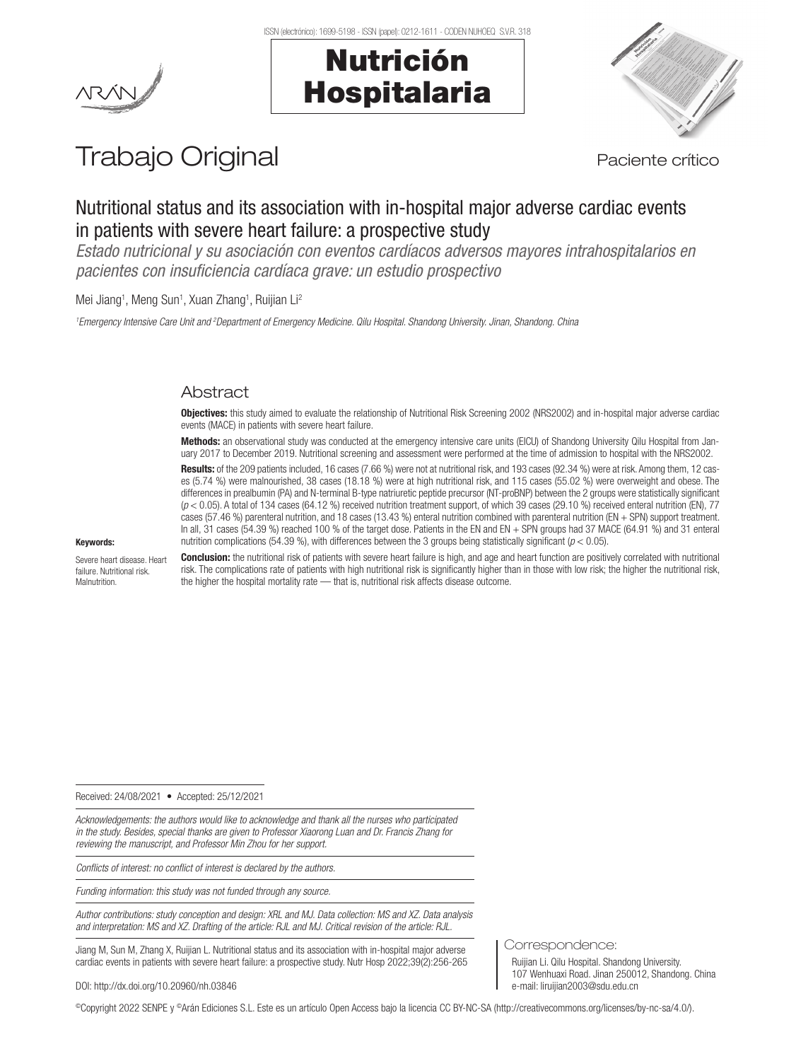# Trabajo Original

Paciente crítico

## Nutritional status and its association with in-hospital major adverse cardiac events in patients with severe heart failure: a prospective study

*Estado nutricional y su asociación con eventos cardíacos adversos mayores intrahospitalarios en pacientes con insuficiencia cardíaca grave: un estudio prospectivo*

Mei Jiang[1], Meng Sun[1], Xuan Zhang[1], Ruijian Li[2]

*[1]Emergency Intensive Care Unit and [2]Department of Emergency Medicine. Qilu Hospital. Shandong University. Jinan, Shandong. China*

### Abstract

**Objectives:** this study aimed to evaluate the relationship of Nutritional Risk Screening 2002 (NRS2002) and in-hospital major adverse cardiac events (MACE) in patients with severe heart failure.

**Methods:** an observational study was conducted at the emergency intensive care units (EICU) of Shandong University Qilu Hospital from January 2017 to December 2019. Nutritional screening and assessment were performed at the time of admission to hospital with the NRS2002.

**Results:** of the 209 patients included, 16 cases (7.66 %) were not at nutritional risk, and 193 cases (92.34 %) were at risk. Among them, 12 cases (5.74 %) were malnourished, 38 cases (18.18 %) were at high nutritional risk, and 115 cases (55.02 %) were overweight and obese. The differences in prealbumin (PA) and N-terminal B-type natriuretic peptide precursor (NT-proBNP) between the 2 groups were statistically significant ($p < 0.05$). A total of 134 cases (64.12 %) received nutrition treatment support, of which 39 cases (29.10 %) received enteral nutrition (EN), 77 cases (57.46 %) parenteral nutrition, and 18 cases (13.43 %) enteral nutrition combined with parenteral nutrition (EN + SPN) support treatment. In all, 31 cases (54.39 %) reached 100 % of the target dose. Patients in the EN and EN + SPN groups had 37 MACE (64.91 %) and 31 enteral nutrition complications (54.39 %), with differences between the 3 groups being statistically significant ($p < 0.05$).

**Conclusion:** the nutritional risk of patients with severe heart failure is high, and age and heart function are positively correlated with nutritional risk. The complications rate of patients with high nutritional risk is significantly higher than in those with low risk; the higher the nutritional risk, the higher the hospital mortality rate — that is, nutritional risk affects disease outcome.

**Keywords:**

Severe heart disease. Heart failure. Nutritional risk. Malnutrition.

Received: 24/08/2021 • Accepted: 25/12/2021

*Acknowledgements: the authors would like to acknowledge and thank all the nurses who participated in the study. Besides, special thanks are given to Professor Xiaorong Luan and Dr. Francis Zhang for reviewing the manuscript, and Professor Min Zhou for her support.*

*Conflicts of interest: no conflict of interest is declared by the authors.*

*Funding information: this study was not funded through any source.*

*Author contributions: study conception and design: XRL and MJ. Data collection: MS and XZ. Data analysis and interpretation: MS and XZ. Drafting of the article: RJL and MJ. Critical revision of the article: RJL.*

Jiang M, Sun M, Zhang X, Ruijian L. Nutritional status and its association with in-hospital major adverse cardiac events in patients with severe heart failure: a prospective study. Nutr Hosp 2022;39(2):256-265

DOI: http://dx.doi.org/10.20960/nh.03846

Correspondence:

Ruijian Li. Qilu Hospital. Shandong University. 107 Wenhuaxi Road. Jinan 250012, Shandong. China
e-mail: liruijian2003@sdu.edu.cn

©Copyright 2022 SENPE y ©Arán Ediciones S.L. Este es un artículo Open Access bajo la licencia CC BY-NC-SA (http://creativecommons.org/licenses/by-nc-sa/4.0/).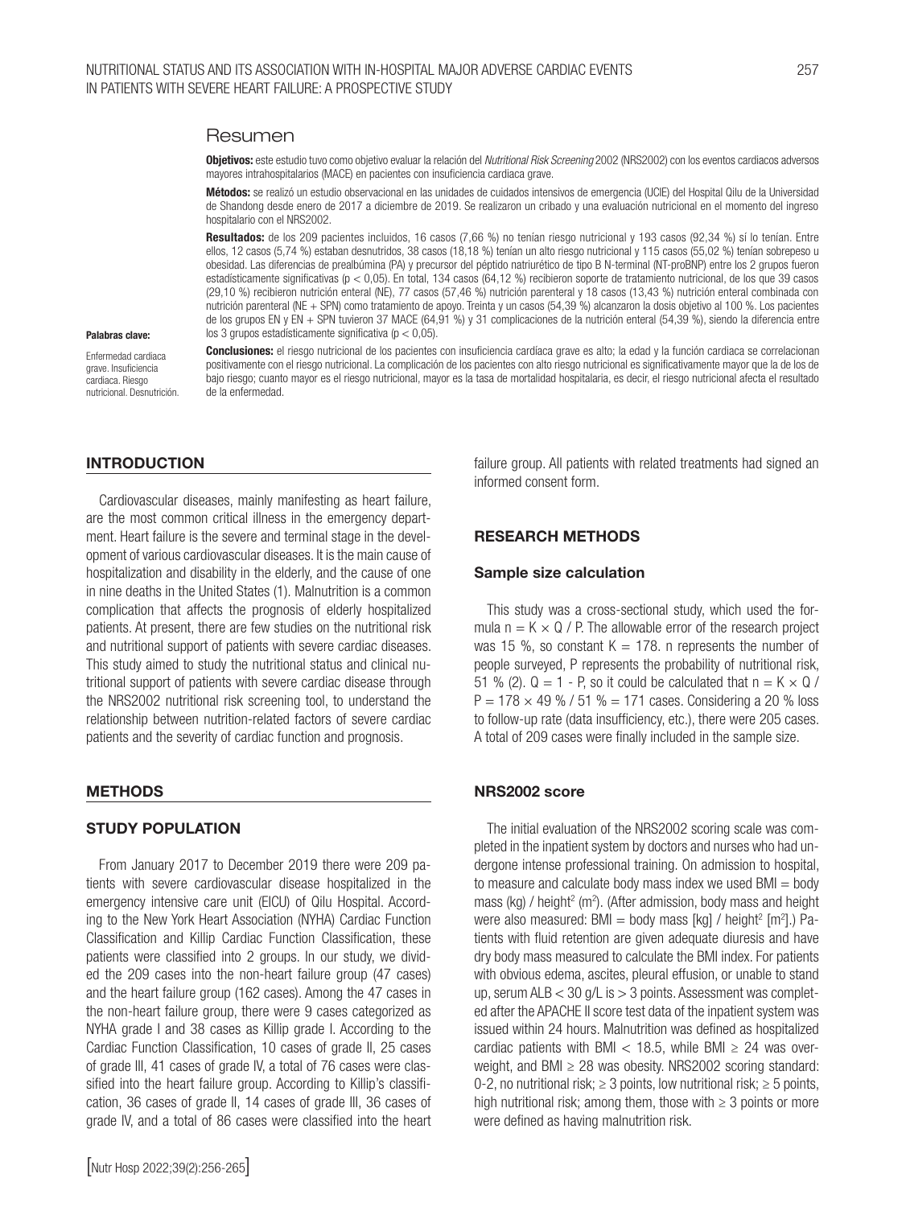## Resumen

**Objetivos:** este estudio tuvo como objetivo evaluar la relación del *Nutritional Risk Screening* 2002 (NRS2002) con los eventos cardiacos adversos mayores intrahospitalarios (MACE) en pacientes con insuficiencia cardiaca grave.

**Métodos:** se realizó un estudio observacional en las unidades de cuidados intensivos de emergencia (UCIE) del Hospital Qilu de la Universidad de Shandong desde enero de 2017 a diciembre de 2019. Se realizaron un cribado y una evaluación nutricional en el momento del ingreso hospitalario con el NRS2002.

**Resultados:** de los 209 pacientes incluidos, 16 casos (7,66 %) no tenían riesgo nutricional y 193 casos (92,34 %) sí lo tenían. Entre ellos, 12 casos (5,74 %) estaban desnutridos, 38 casos (18,18 %) tenían un alto riesgo nutricional y 115 casos (55,02 %) tenían sobrepeso u obesidad. Las diferencias de prealbúmina (PA) y precursor del péptido natriurético de tipo B N-terminal (NT-proBNP) entre los 2 grupos fueron estadísticamente significativas ($p < 0,05$). En total, 134 casos (64,12 %) recibieron soporte de tratamiento nutricional, de los que 39 casos (29,10 %) recibieron nutrición enteral (NE), 77 casos (57,46 %) nutrición parenteral y 18 casos (13,43 %) nutrición enteral combinada con nutrición parenteral (NE + SPN) como tratamiento de apoyo. Treinta y un casos (54,39 %) alcanzaron la dosis objetivo al 100 %. Los pacientes de los grupos EN y EN + SPN tuvieron 37 MACE (64,91 %) y 31 complicaciones de la nutrición enteral (54,39 %), siendo la diferencia entre los 3 grupos estadísticamente significativa ($p < 0,05$).

**Conclusiones:** el riesgo nutricional de los pacientes con insuficiencia cardíaca grave es alto; la edad y la función cardiaca se correlacionan positivamente con el riesgo nutricional. La complicación de los pacientes con alto riesgo nutricional es significativamente mayor que la de los de bajo riesgo; cuanto mayor es el riesgo nutricional, mayor es la tasa de mortalidad hospitalaria, es decir, el riesgo nutricional afecta el resultado de la enfermedad.

**Palabras clave:**

Enfermedad cardiaca grave. Insuficiencia cardiaca. Riesgo nutricional. Desnutrición.

## INTRODUCTION

Cardiovascular diseases, mainly manifesting as heart failure, are the most common critical illness in the emergency department. Heart failure is the severe and terminal stage in the development of various cardiovascular diseases. It is the main cause of hospitalization and disability in the elderly, and the cause of one in nine deaths in the United States (1). Malnutrition is a common complication that affects the prognosis of elderly hospitalized patients. At present, there are few studies on the nutritional risk and nutritional support of patients with severe cardiac diseases. This study aimed to study the nutritional status and clinical nutritional support of patients with severe cardiac disease through the NRS2002 nutritional risk screening tool, to understand the relationship between nutrition-related factors of severe cardiac patients and the severity of cardiac function and prognosis.

## METHODS

### STUDY POPULATION

From January 2017 to December 2019 there were 209 patients with severe cardiovascular disease hospitalized in the emergency intensive care unit (EICU) of Qilu Hospital. According to the New York Heart Association (NYHA) Cardiac Function Classification and Killip Cardiac Function Classification, these patients were classified into 2 groups. In our study, we divided the 209 cases into the non-heart failure group (47 cases) and the heart failure group (162 cases). Among the 47 cases in the non-heart failure group, there were 9 cases categorized as NYHA grade I and 38 cases as Killip grade I. According to the Cardiac Function Classification, 10 cases of grade II, 25 cases of grade III, 41 cases of grade IV, a total of 76 cases were classified into the heart failure group. According to Killip's classification, 36 cases of grade II, 14 cases of grade III, 36 cases of grade IV, and a total of 86 cases were classified into the heart failure group. All patients with related treatments had signed an informed consent form.

## RESEARCH METHODS

### Sample size calculation

This study was a cross-sectional study, which used the formula $n = K \times Q / P$. The allowable error of the research project was 15 %, so constant $K = 178$. n represents the number of people surveyed, P represents the probability of nutritional risk, 51 % (2). $Q = 1 - P$, so it could be calculated that $n = K \times Q / P = 178 \times 49 \% / 51 \% = 171$ cases. Considering a 20 % loss to follow-up rate (data insufficiency, etc.), there were 205 cases. A total of 209 cases were finally included in the sample size.

### NRS2002 score

The initial evaluation of the NRS2002 scoring scale was completed in the inpatient system by doctors and nurses who had undergone intense professional training. On admission to hospital, to measure and calculate body mass index we used BMI = body mass (kg) / height$^2$ (m$^2$). (After admission, body mass and height were also measured: BMI = body mass [kg] / height$^2$ [m$^2$].) Patients with fluid retention are given adequate diuresis and have dry body mass measured to calculate the BMI index. For patients with obvious edema, ascites, pleural effusion, or unable to stand up, serum ALB < 30 g/L is > 3 points. Assessment was completed after the APACHE II score test data of the inpatient system was issued within 24 hours. Malnutrition was defined as hospitalized cardiac patients with BMI < 18.5, while BMI ≥ 24 was overweight, and BMI ≥ 28 was obesity. NRS2002 scoring standard: 0-2, no nutritional risk; ≥ 3 points, low nutritional risk; ≥ 5 points, high nutritional risk; among them, those with ≥ 3 points or more were defined as having malnutrition risk.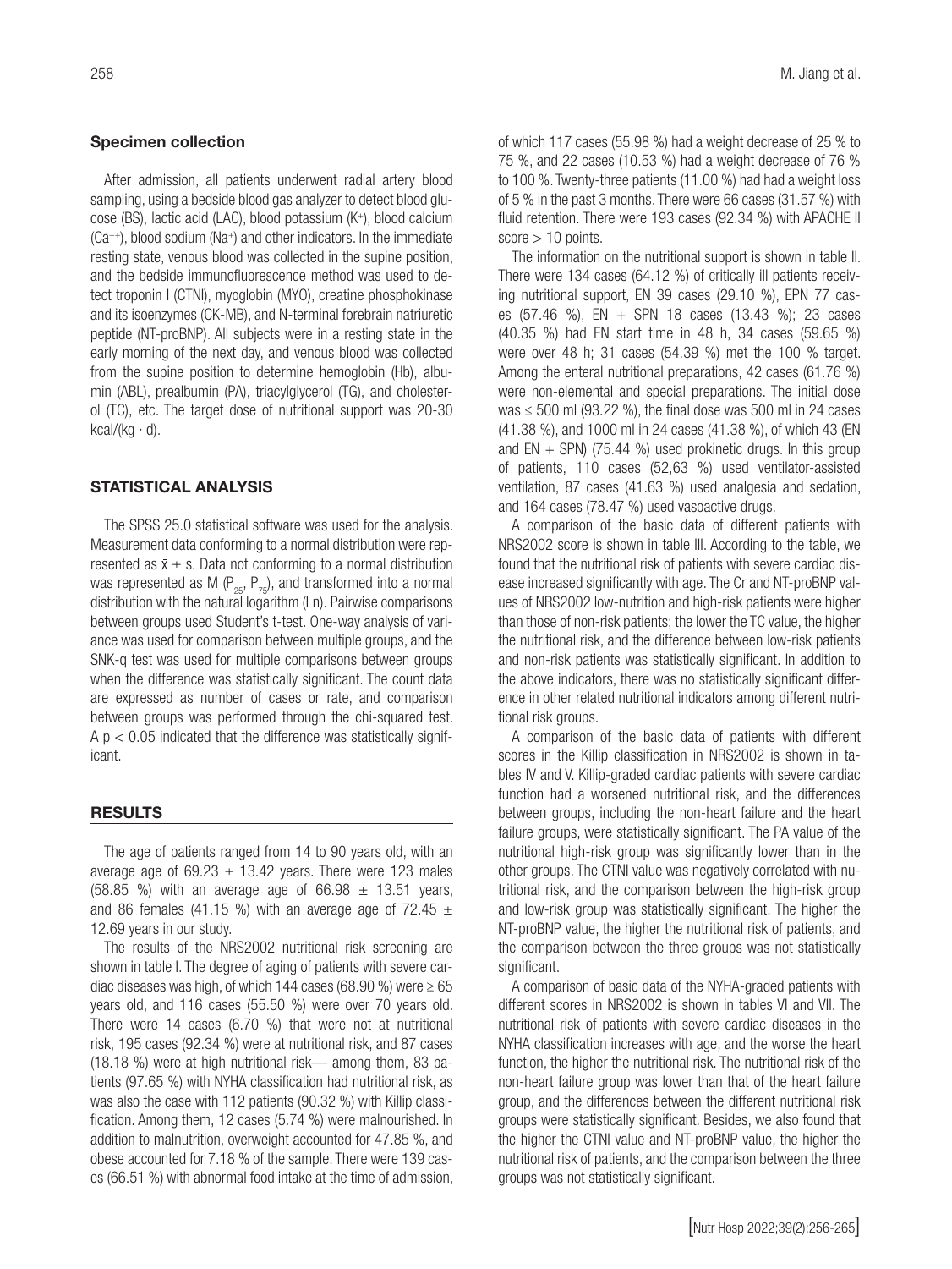### Specimen collection

After admission, all patients underwent radial artery blood sampling, using a bedside blood gas analyzer to detect blood glucose (BS), lactic acid (LAC), blood potassium ($K^+$), blood calcium ($Ca^{++}$), blood sodium ($Na^+$) and other indicators. In the immediate resting state, venous blood was collected in the supine position, and the bedside immunofluorescence method was used to detect troponin I (CTNI), myoglobin (MYO), creatine phosphokinase and its isoenzymes (CK-MB), and N-terminal forebrain natriuretic peptide (NT-proBNP). All subjects were in a resting state in the early morning of the next day, and venous blood was collected from the supine position to determine hemoglobin (Hb), albumin (ABL), prealbumin (PA), triacylglycerol (TG), and cholesterol (TC), etc. The target dose of nutritional support was 20-30 kcal/(kg · d).

## STATISTICAL ANALYSIS

The SPSS 25.0 statistical software was used for the analysis. Measurement data conforming to a normal distribution were represented as $\bar{x} \pm s$. Data not conforming to a normal distribution was represented as M ($P_{25}$, $P_{75}$), and transformed into a normal distribution with the natural logarithm (Ln). Pairwise comparisons between groups used Student's t-test. One-way analysis of variance was used for comparison between multiple groups, and the SNK-q test was used for multiple comparisons between groups when the difference was statistically significant. The count data are expressed as number of cases or rate, and comparison between groups was performed through the chi-squared test. A $p < 0.05$ indicated that the difference was statistically significant.

## RESULTS

The age of patients ranged from 14 to 90 years old, with an average age of $69.23 \pm 13.42$ years. There were 123 males (58.85 %) with an average age of $66.98 \pm 13.51$ years, and 86 females (41.15 %) with an average age of $72.45 \pm 12.69$ years in our study.

The results of the NRS2002 nutritional risk screening are shown in table I. The degree of aging of patients with severe cardiac diseases was high, of which 144 cases (68.90 %) were ≥ 65 years old, and 116 cases (55.50 %) were over 70 years old. There were 14 cases (6.70 %) that were not at nutritional risk, 195 cases (92.34 %) were at nutritional risk, and 87 cases (18.18 %) were at high nutritional risk— among them, 83 patients (97.65 %) with NYHA classification had nutritional risk, as was also the case with 112 patients (90.32 %) with Killip classification. Among them, 12 cases (5.74 %) were malnourished. In addition to malnutrition, overweight accounted for 47.85 %, and obese accounted for 7.18 % of the sample. There were 139 cases (66.51 %) with abnormal food intake at the time of admission, of which 117 cases (55.98 %) had a weight decrease of 25 % to 75 %, and 22 cases (10.53 %) had a weight decrease of 76 % to 100 %. Twenty-three patients (11.00 %) had had a weight loss of 5 % in the past 3 months. There were 66 cases (31.57 %) with fluid retention. There were 193 cases (92.34 %) with APACHE II score > 10 points.

The information on the nutritional support is shown in table II. There were 134 cases (64.12 %) of critically ill patients receiving nutritional support, EN 39 cases (29.10 %), EPN 77 cases (57.46 %), EN + SPN 18 cases (13.43 %); 23 cases (40.35 %) had EN start time in 48 h, 34 cases (59.65 %) were over 48 h; 31 cases (54.39 %) met the 100 % target. Among the enteral nutritional preparations, 42 cases (61.76 %) were non-elemental and special preparations. The initial dose was ≤ 500 ml (93.22 %), the final dose was 500 ml in 24 cases (41.38 %), and 1000 ml in 24 cases (41.38 %), of which 43 (EN and EN + SPN) (75.44 %) used prokinetic drugs. In this group of patients, 110 cases (52,63 %) used ventilator-assisted ventilation, 87 cases (41.63 %) used analgesia and sedation, and 164 cases (78.47 %) used vasoactive drugs.

A comparison of the basic data of different patients with NRS2002 score is shown in table III. According to the table, we found that the nutritional risk of patients with severe cardiac disease increased significantly with age. The Cr and NT-proBNP values of NRS2002 low-nutrition and high-risk patients were higher than those of non-risk patients; the lower the TC value, the higher the nutritional risk, and the difference between low-risk patients and non-risk patients was statistically significant. In addition to the above indicators, there was no statistically significant difference in other related nutritional indicators among different nutritional risk groups.

A comparison of the basic data of patients with different scores in the Killip classification in NRS2002 is shown in tables IV and V. Killip-graded cardiac patients with severe cardiac function had a worsened nutritional risk, and the differences between groups, including the non-heart failure and the heart failure groups, were statistically significant. The PA value of the nutritional high-risk group was significantly lower than in the other groups. The CTNI value was negatively correlated with nutritional risk, and the comparison between the high-risk group and low-risk group was statistically significant. The higher the NT-proBNP value, the higher the nutritional risk of patients, and the comparison between the three groups was not statistically significant.

A comparison of basic data of the NYHA-graded patients with different scores in NRS2002 is shown in tables VI and VII. The nutritional risk of patients with severe cardiac diseases in the NYHA classification increases with age, and the worse the heart function, the higher the nutritional risk. The nutritional risk of the non-heart failure group was lower than that of the heart failure group, and the differences between the different nutritional risk groups were statistically significant. Besides, we also found that the higher the CTNI value and NT-proBNP value, the higher the nutritional risk of patients, and the comparison between the three groups was not statistically significant.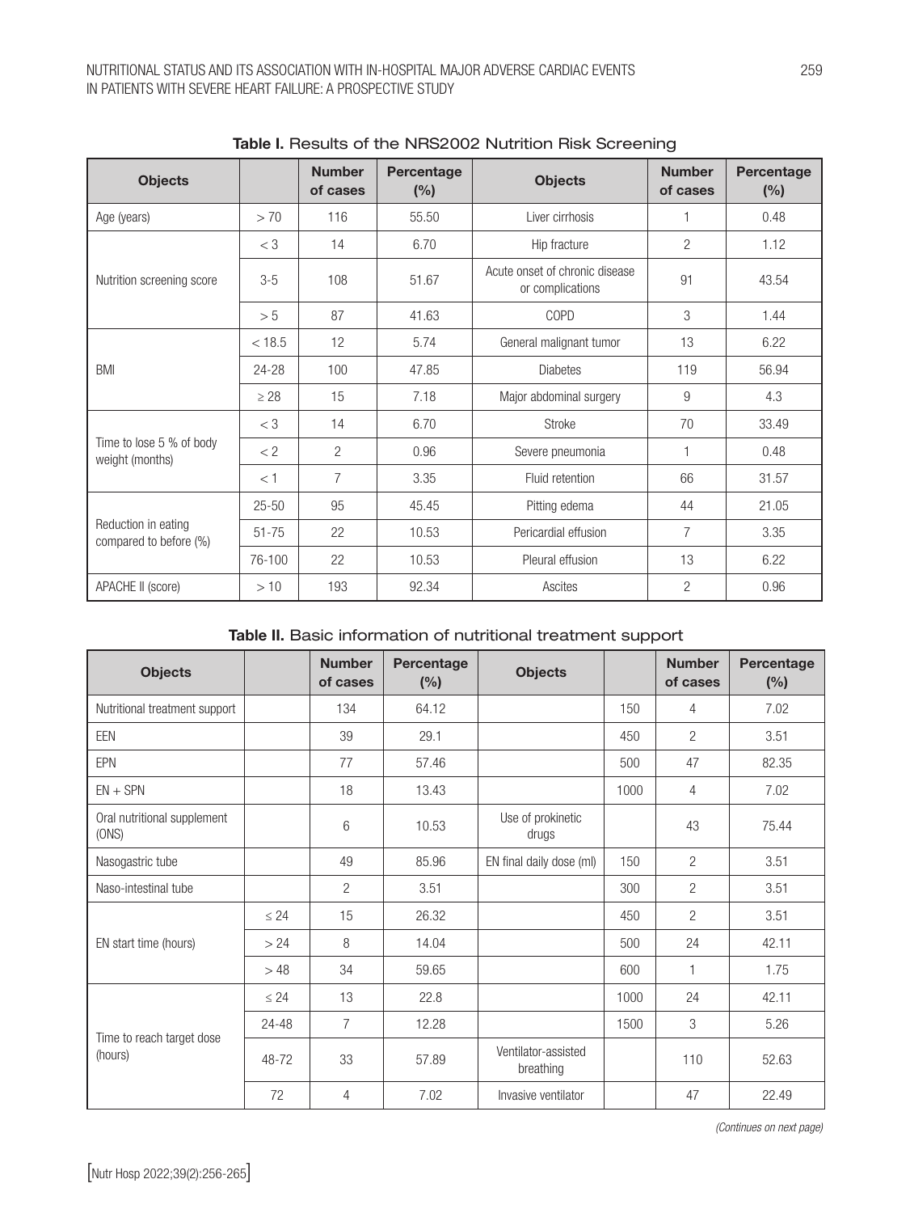**Table I.** Results of the NRS2002 Nutrition Risk Screening

| Objects | | Number of cases | Percentage (%) | Objects | Number of cases | Percentage (%) |
|---|---|---|---|---|---|---|
| Age (years) | > 70 | 116 | 55.50 | Liver cirrhosis | 1 | 0.48 |
| Nutrition screening score | < 3 | 14 | 6.70 | Hip fracture | 2 | 1.12 |
| | 3-5 | 108 | 51.67 | Acute onset of chronic disease or complications | 91 | 43.54 |
| | > 5 | 87 | 41.63 | COPD | 3 | 1.44 |
| BMI | < 18.5 | 12 | 5.74 | General malignant tumor | 13 | 6.22 |
| | 24-28 | 100 | 47.85 | Diabetes | 119 | 56.94 |
| | ≥ 28 | 15 | 7.18 | Major abdominal surgery | 9 | 4.3 |
| Time to lose 5 % of body weight (months) | < 3 | 14 | 6.70 | Stroke | 70 | 33.49 |
| | < 2 | 2 | 0.96 | Severe pneumonia | 1 | 0.48 |
| | < 1 | 7 | 3.35 | Fluid retention | 66 | 31.57 |
| Reduction in eating compared to before (%) | 25-50 | 95 | 45.45 | Pitting edema | 44 | 21.05 |
| | 51-75 | 22 | 10.53 | Pericardial effusion | 7 | 3.35 |
| | 76-100 | 22 | 10.53 | Pleural effusion | 13 | 6.22 |
| APACHE II (score) | > 10 | 193 | 92.34 | Ascites | 2 | 0.96 |

**Table II.** Basic information of nutritional treatment support

| Objects | | Number of cases | Percentage (%) | Objects | | Number of cases | Percentage (%) |
|---|---|---|---|---|---|---|---|
| Nutritional treatment support | | 134 | 64.12 | | 150 | 4 | 7.02 |
| EEN | | 39 | 29.1 | | 450 | 2 | 3.51 |
| EPN | | 77 | 57.46 | | 500 | 47 | 82.35 |
| EN + SPN | | 18 | 13.43 | | 1000 | 4 | 7.02 |
| Oral nutritional supplement (ONS) | | 6 | 10.53 | Use of prokinetic drugs | | 43 | 75.44 |
| Nasogastric tube | | 49 | 85.96 | EN final daily dose (ml) | 150 | 2 | 3.51 |
| Naso-intestinal tube | | 2 | 3.51 | | 300 | 2 | 3.51 |
| EN start time (hours) | ≤ 24 | 15 | 26.32 | | 450 | 2 | 3.51 |
| | > 24 | 8 | 14.04 | | 500 | 24 | 42.11 |
| | > 48 | 34 | 59.65 | | 600 | 1 | 1.75 |
| Time to reach target dose (hours) | ≤ 24 | 13 | 22.8 | | 1000 | 24 | 42.11 |
| | 24-48 | 7 | 12.28 | | 1500 | 3 | 5.26 |
| | 48-72 | 33 | 57.89 | Ventilator-assisted breathing | | 110 | 52.63 |
| | 72 | 4 | 7.02 | Invasive ventilator | | 47 | 22.49 |

*(Continues on next page)*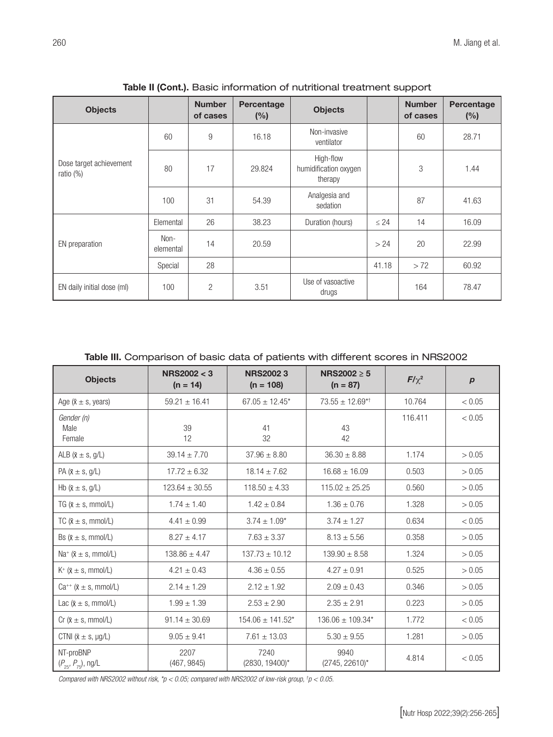**Table II (Cont.).** Basic information of nutritional treatment support

| Objects | | Number of cases | Percentage (%) | Objects | | Number of cases | Percentage (%) |
|---|---|---|---|---|---|---|---|
| Dose target achievement ratio (%) | 60 | 9 | 16.18 | Non-invasive ventilator | | 60 | 28.71 |
| | 80 | 17 | 29.824 | High-flow humidification oxygen therapy | | 3 | 1.44 |
| | 100 | 31 | 54.39 | Analgesia and sedation | | 87 | 41.63 |
| EN preparation | Elemental | 26 | 38.23 | Duration (hours) | ≤ 24 | 14 | 16.09 |
| | Non-elemental | 14 | 20.59 | | > 24 | 20 | 22.99 |
| | Special | 28 | | | 41.18 | > 72 | 60.92 |
| EN daily initial dose (ml) | 100 | 2 | 3.51 | Use of vasoactive drugs | | 164 | 78.47 |

**Table III.** Comparison of basic data of patients with different scores in NRS2002

| Objects | NRS2002 < 3 (n = 14) | NRS2002 3 (n = 108) | NRS2002 ≥ 5 (n = 87) | $F/\chi^2$ | $p$ |
|---|---|---|---|---|---|
| Age ($\bar{x} \pm s$, years) | 59.21 ± 16.41 | 67.05 ± 12.45* | 73.55 ± 12.69*† | 10.764 | < 0.05 |
| *Gender (n)* Male Female | 39 12 | 41 32 | 43 42 | 116.411 | < 0.05 |
| ALB ($\bar{x} \pm s$, g/L) | 39.14 ± 7.70 | 37.96 ± 8.80 | 36.30 ± 8.88 | 1.174 | > 0.05 |
| PA ($\bar{x} \pm s$, g/L) | 17.72 ± 6.32 | 18.14 ± 7.62 | 16.68 ± 16.09 | 0.503 | > 0.05 |
| Hb ($\bar{x} \pm s$, g/L) | 123.64 ± 30.55 | 118.50 ± 4.33 | 115.02 ± 25.25 | 0.560 | > 0.05 |
| TG ($\bar{x} \pm s$, mmol/L) | 1.74 ± 1.40 | 1.42 ± 0.84 | 1.36 ± 0.76 | 1.328 | > 0.05 |
| TC ($\bar{x} \pm s$, mmol/L) | 4.41 ± 0.99 | 3.74 ± 1.09* | 3.74 ± 1.27 | 0.634 | < 0.05 |
| Bs ($\bar{x} \pm s$, mmol/L) | 8.27 ± 4.17 | 7.63 ± 3.37 | 8.13 ± 5.56 | 0.358 | > 0.05 |
| $Na^+$ ($\bar{x} \pm s$, mmol/L) | 138.86 ± 4.47 | 137.73 ± 10.12 | 139.90 ± 8.58 | 1.324 | > 0.05 |
| $K^+$ ($\bar{x} \pm s$, mmol/L) | 4.21 ± 0.43 | 4.36 ± 0.55 | 4.27 ± 0.91 | 0.525 | > 0.05 |
| $Ca^{++}$ ($\bar{x} \pm s$, mmol/L) | 2.14 ± 1.29 | 2.12 ± 1.92 | 2.09 ± 0.43 | 0.346 | > 0.05 |
| Lac ($\bar{x} \pm s$, mmol/L) | 1.99 ± 1.39 | 2.53 ± 2.90 | 2.35 ± 2.91 | 0.223 | > 0.05 |
| Cr ($\bar{x} \pm s$, mmol/L) | 91.14 ± 30.69 | 154.06 ± 141.52* | 136.06 ± 109.34* | 1.772 | < 0.05 |
| CTNI ($\bar{x} \pm s$, μg/L) | 9.05 ± 9.41 | 7.61 ± 13.03 | 5.30 ± 9.55 | 1.281 | > 0.05 |
| NT-proBNP ($P_{25}$, $P_{75}$), ng/L | 2207 (467, 9845) | 7240 (2830, 19400)* | 9940 (2745, 22610)* | 4.814 | < 0.05 |

*Compared with NRS2002 without risk, \*$p < 0.05$; compared with NRS2002 of low-risk group, †$p < 0.05$.*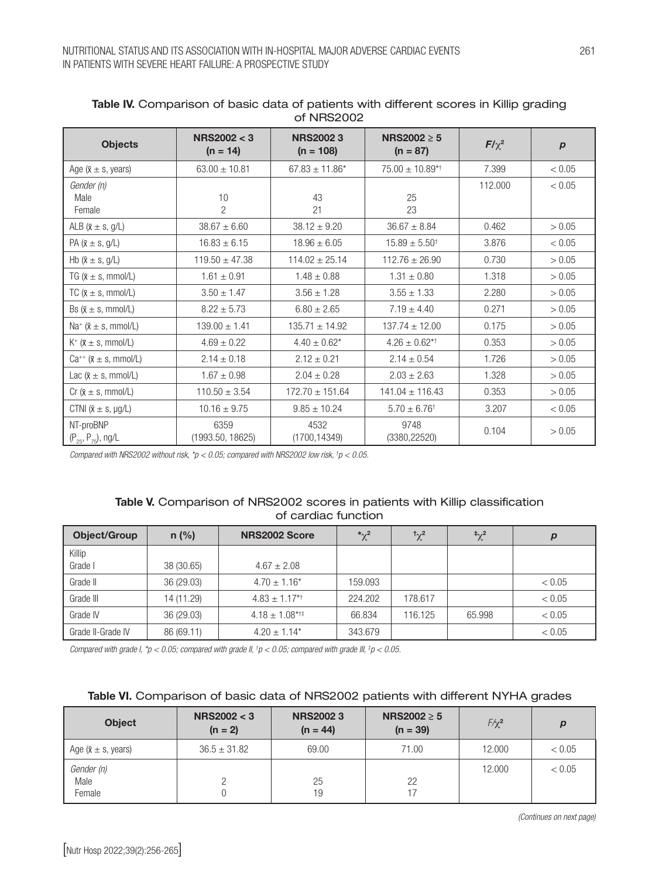**Table IV.** Comparison of basic data of patients with different scores in Killip grading of NRS2002

| Objects | NRS2002 < 3 (n = 14) | NRS2002 3 (n = 108) | NRS2002 ≥ 5 (n = 87) | $F/\chi^2$ | *p* |
|---|---|---|---|---|---|
| Age ($\bar{x} \pm s$, years) | 63.00 ± 10.81 | 67.83 ± 11.86* | 75.00 ± 10.89*† | 7.399 | < 0.05 |
| *Gender (n)* Male / Female | 10 / 2 | 43 / 21 | 25 / 23 | 112.000 | < 0.05 |
| ALB ($\bar{x} \pm s$, g/L) | 38.67 ± 6.60 | 38.12 ± 9.20 | 36.67 ± 8.84 | 0.462 | > 0.05 |
| PA ($\bar{x} \pm s$, g/L) | 16.83 ± 6.15 | 18.96 ± 6.05 | 15.89 ± 5.50† | 3.876 | < 0.05 |
| Hb ($\bar{x} \pm s$, g/L) | 119.50 ± 47.38 | 114.02 ± 25.14 | 112.76 ± 26.90 | 0.730 | > 0.05 |
| TG ($\bar{x} \pm s$, mmol/L) | 1.61 ± 0.91 | 1.48 ± 0.88 | 1.31 ± 0.80 | 1.318 | > 0.05 |
| TC ($\bar{x} \pm s$, mmol/L) | 3.50 ± 1.47 | 3.56 ± 1.28 | 3.55 ± 1.33 | 2.280 | > 0.05 |
| Bs ($\bar{x} \pm s$, mmol/L) | 8.22 ± 5.73 | 6.80 ± 2.65 | 7.19 ± 4.40 | 0.271 | > 0.05 |
| $Na^+$ ($\bar{x} \pm s$, mmol/L) | 139.00 ± 1.41 | 135.71 ± 14.92 | 137.74 ± 12.00 | 0.175 | > 0.05 |
| $K^+$ ($\bar{x} \pm s$, mmol/L) | 4.69 ± 0.22 | 4.40 ± 0.62* | 4.26 ± 0.62*† | 0.353 | > 0.05 |
| $Ca^{++}$ ($\bar{x} \pm s$, mmol/L) | 2.14 ± 0.18 | 2.12 ± 0.21 | 2.14 ± 0.54 | 1.726 | > 0.05 |
| Lac ($\bar{x} \pm s$, mmol/L) | 1.67 ± 0.98 | 2.04 ± 0.28 | 2.03 ± 2.63 | 1.328 | > 0.05 |
| Cr ($\bar{x} \pm s$, mmol/L) | 110.50 ± 3.54 | 172.70 ± 151.64 | 141.04 ± 116.43 | 0.353 | > 0.05 |
| CTNI ($\bar{x} \pm s$, μg/L) | 10.16 ± 9.75 | 9.85 ± 10.24 | 5.70 ± 6.76† | 3.207 | < 0.05 |
| NT-proBNP ($P_{25}$, $P_{75}$), ng/L | 6359 (1993.50, 18625) | 4532 (1700,14349) | 9748 (3380,22520) | 0.104 | > 0.05 |

*Compared with NRS2002 without risk, \*p < 0.05; compared with NRS2002 low risk, †p < 0.05.*

**Table V.** Comparison of NRS2002 scores in patients with Killip classification of cardiac function

| Object/Group | n (%) | NRS2002 Score | $^*\chi^2$ | $^†\chi^2$ | $^‡\chi^2$ | *p* |
|---|---|---|---|---|---|---|
| Killip Grade I | 38 (30.65) | 4.67 ± 2.08 | | | | |
| Grade II | 36 (29.03) | 4.70 ± 1.16* | 159.093 | | | < 0.05 |
| Grade III | 14 (11.29) | 4.83 ± 1.17*† | 224.202 | 178.617 | | < 0.05 |
| Grade IV | 36 (29.03) | 4.18 ± 1.08*†‡ | 66.834 | 116.125 | 65.998 | < 0.05 |
| Grade II-Grade IV | 86 (69.11) | 4.20 ± 1.14* | 343.679 | | | < 0.05 |

*Compared with grade I, \*p < 0.05; compared with grade II, †p < 0.05; compared with grade III, ‡p < 0.05.*

**Table VI.** Comparison of basic data of NRS2002 patients with different NYHA grades

| Object | NRS2002 < 3 (n = 2) | NRS2002 3 (n = 44) | NRS2002 ≥ 5 (n = 39) | $F/\chi^2$ | *p* |
|---|---|---|---|---|---|
| Age ($\bar{x} \pm s$, years) | 36.5 ± 31.82 | 69.00 | 71.00 | 12.000 | < 0.05 |
| *Gender (n)* Male / Female | 2 / 0 | 25 / 19 | 22 / 17 | 12.000 | < 0.05 |

*(Continues on next page)*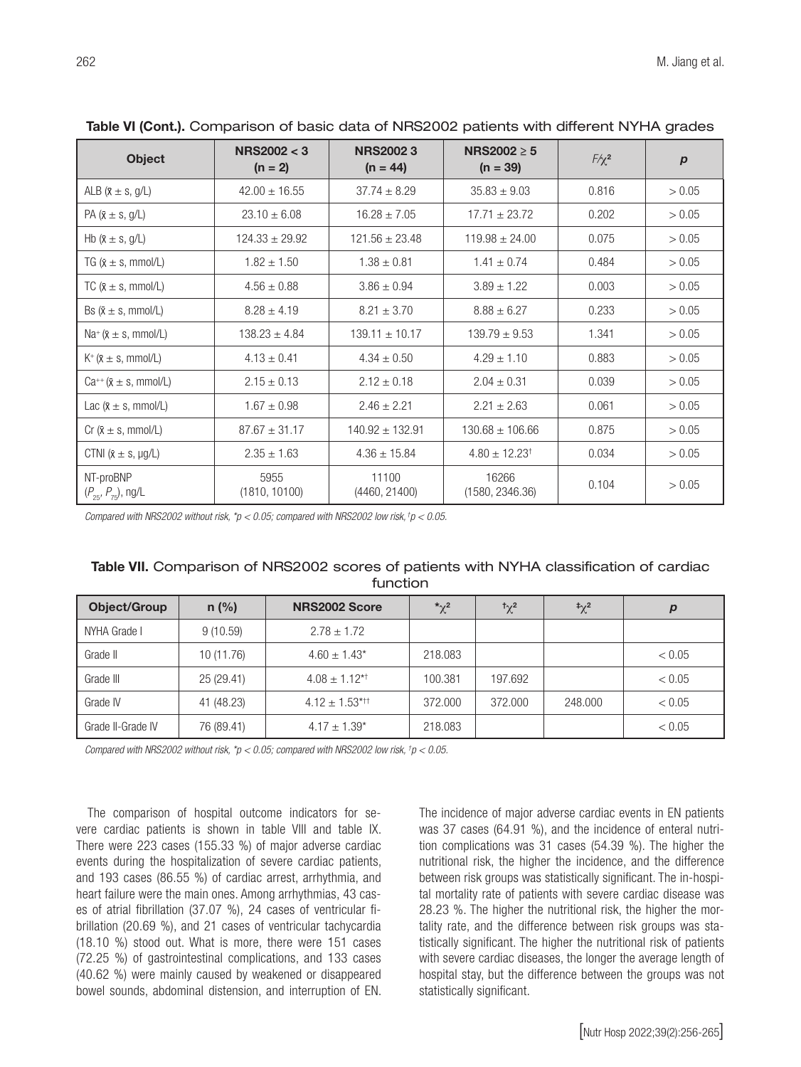**Table VI (Cont.).** Comparison of basic data of NRS2002 patients with different NYHA grades

| Object | NRS2002 < 3 (n = 2) | NRS2002 3 (n = 44) | NRS2002 ≥ 5 (n = 39) | $F/\chi^2$ | *p* |
|---|---|---|---|---|---|
| ALB ($\bar{x} \pm s$, g/L) | 42.00 ± 16.55 | 37.74 ± 8.29 | 35.83 ± 9.03 | 0.816 | > 0.05 |
| PA ($\bar{x} \pm s$, g/L) | 23.10 ± 6.08 | 16.28 ± 7.05 | 17.71 ± 23.72 | 0.202 | > 0.05 |
| Hb ($\bar{x} \pm s$, g/L) | 124.33 ± 29.92 | 121.56 ± 23.48 | 119.98 ± 24.00 | 0.075 | > 0.05 |
| TG ($\bar{x} \pm s$, mmol/L) | 1.82 ± 1.50 | 1.38 ± 0.81 | 1.41 ± 0.74 | 0.484 | > 0.05 |
| TC ($\bar{x} \pm s$, mmol/L) | 4.56 ± 0.88 | 3.86 ± 0.94 | 3.89 ± 1.22 | 0.003 | > 0.05 |
| Bs ($\bar{x} \pm s$, mmol/L) | 8.28 ± 4.19 | 8.21 ± 3.70 | 8.88 ± 6.27 | 0.233 | > 0.05 |
| $Na^+$ ($\bar{x} \pm s$, mmol/L) | 138.23 ± 4.84 | 139.11 ± 10.17 | 139.79 ± 9.53 | 1.341 | > 0.05 |
| $K^+$ ($\bar{x} \pm s$, mmol/L) | 4.13 ± 0.41 | 4.34 ± 0.50 | 4.29 ± 1.10 | 0.883 | > 0.05 |
| $Ca^{++}$ ($\bar{x} \pm s$, mmol/L) | 2.15 ± 0.13 | 2.12 ± 0.18 | 2.04 ± 0.31 | 0.039 | > 0.05 |
| Lac ($\bar{x} \pm s$, mmol/L) | 1.67 ± 0.98 | 2.46 ± 2.21 | 2.21 ± 2.63 | 0.061 | > 0.05 |
| Cr ($\bar{x} \pm s$, mmol/L) | 87.67 ± 31.17 | 140.92 ± 132.91 | 130.68 ± 106.66 | 0.875 | > 0.05 |
| CTNI ($\bar{x} \pm s$, μg/L) | 2.35 ± 1.63 | 4.36 ± 15.84 | 4.80 ± 12.23[†] | 0.034 | > 0.05 |
| NT-proBNP ($P_{25}$, $P_{75}$), ng/L | 5955 (1810, 10100) | 11100 (4460, 21400) | 16266 (1580, 2346.36) | 0.104 | > 0.05 |

*Compared with NRS2002 without risk, \*p < 0.05; compared with NRS2002 low risk, †p < 0.05.*

**Table VII.** Comparison of NRS2002 scores of patients with NYHA classification of cardiac function

| Object/Group | n (%) | NRS2002 Score | $^*\chi^2$ | $^†\chi^2$ | $^‡\chi^2$ | *p* |
|---|---|---|---|---|---|---|
| NYHA Grade I | 9 (10.59) | 2.78 ± 1.72 | | | | |
| Grade II | 10 (11.76) | 4.60 ± 1.43* | 218.083 | | | < 0.05 |
| Grade III | 25 (29.41) | 4.08 ± 1.12*† | 100.381 | 197.692 | | < 0.05 |
| Grade IV | 41 (48.23) | 4.12 ± 1.53*†† | 372.000 | 372.000 | 248.000 | < 0.05 |
| Grade II-Grade IV | 76 (89.41) | 4.17 ± 1.39* | 218.083 | | | < 0.05 |

*Compared with NRS2002 without risk, \*p < 0.05; compared with NRS2002 low risk, †p < 0.05.*

The comparison of hospital outcome indicators for severe cardiac patients is shown in table VIII and table IX. There were 223 cases (155.33 %) of major adverse cardiac events during the hospitalization of severe cardiac patients, and 193 cases (86.55 %) of cardiac arrest, arrhythmia, and heart failure were the main ones. Among arrhythmias, 43 cases of atrial fibrillation (37.07 %), 24 cases of ventricular fibrillation (20.69 %), and 21 cases of ventricular tachycardia (18.10 %) stood out. What is more, there were 151 cases (72.25 %) of gastrointestinal complications, and 133 cases (40.62 %) were mainly caused by weakened or disappeared bowel sounds, abdominal distension, and interruption of EN. The incidence of major adverse cardiac events in EN patients was 37 cases (64.91 %), and the incidence of enteral nutrition complications was 31 cases (54.39 %). The higher the nutritional risk, the higher the incidence, and the difference between risk groups was statistically significant. The in-hospital mortality rate of patients with severe cardiac disease was 28.23 %. The higher the nutritional risk, the higher the mortality rate, and the difference between risk groups was statistically significant. The higher the nutritional risk of patients with severe cardiac diseases, the longer the average length of hospital stay, but the difference between the groups was not statistically significant.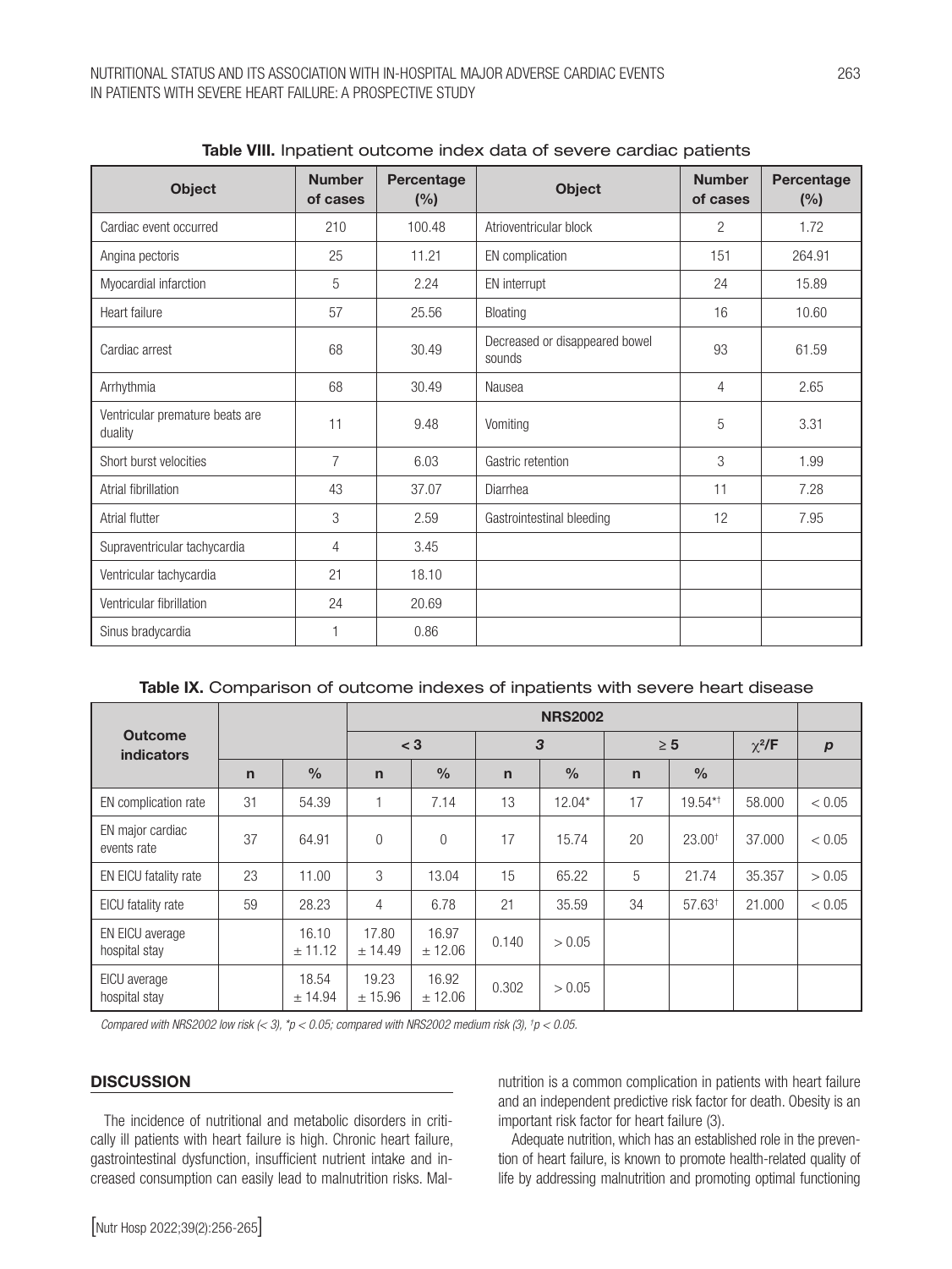**Table VIII.** Inpatient outcome index data of severe cardiac patients

| Object | Number of cases | Percentage (%) | Object | Number of cases | Percentage (%) |
|---|---|---|---|---|---|
| Cardiac event occurred | 210 | 100.48 | Atrioventricular block | 2 | 1.72 |
| Angina pectoris | 25 | 11.21 | EN complication | 151 | 264.91 |
| Myocardial infarction | 5 | 2.24 | EN interrupt | 24 | 15.89 |
| Heart failure | 57 | 25.56 | Bloating | 16 | 10.60 |
| Cardiac arrest | 68 | 30.49 | Decreased or disappeared bowel sounds | 93 | 61.59 |
| Arrhythmia | 68 | 30.49 | Nausea | 4 | 2.65 |
| Ventricular premature beats are duality | 11 | 9.48 | Vomiting | 5 | 3.31 |
| Short burst velocities | 7 | 6.03 | Gastric retention | 3 | 1.99 |
| Atrial fibrillation | 43 | 37.07 | Diarrhea | 11 | 7.28 |
| Atrial flutter | 3 | 2.59 | Gastrointestinal bleeding | 12 | 7.95 |
| Supraventricular tachycardia | 4 | 3.45 | | | |
| Ventricular tachycardia | 21 | 18.10 | | | |
| Ventricular fibrillation | 24 | 20.69 | | | |
| Sinus bradycardia | 1 | 0.86 | | | |

**Table IX.** Comparison of outcome indexes of inpatients with severe heart disease

| Outcome indicators | | | NRS2002 | | | | | | | |
|---|---|---|---|---|---|---|---|---|---|---|
| | | | < 3 | | 3 | | ≥ 5 | | $\chi^2$/F | *p* |
| | n | % | n | % | n | % | n | % | | |
| EN complication rate | 31 | 54.39 | 1 | 7.14 | 13 | 12.04* | 17 | 19.54*† | 58.000 | < 0.05 |
| EN major cardiac events rate | 37 | 64.91 | 0 | 0 | 17 | 15.74 | 20 | 23.00† | 37.000 | < 0.05 |
| EN EICU fatality rate | 23 | 11.00 | 3 | 13.04 | 15 | 65.22 | 5 | 21.74 | 35.357 | > 0.05 |
| EICU fatality rate | 59 | 28.23 | 4 | 6.78 | 21 | 35.59 | 34 | 57.63† | 21.000 | < 0.05 |
| EN EICU average hospital stay | | 16.10 ± 11.12 | 17.80 ± 14.49 | 16.97 ± 12.06 | 0.140 | > 0.05 | | | | |
| EICU average hospital stay | | 18.54 ± 14.94 | 19.23 ± 15.96 | 16.92 ± 12.06 | 0.302 | > 0.05 | | | | |

*Compared with NRS2002 low risk (< 3), \*p < 0.05; compared with NRS2002 medium risk (3), †p < 0.05.*

## DISCUSSION

The incidence of nutritional and metabolic disorders in critically ill patients with heart failure is high. Chronic heart failure, gastrointestinal dysfunction, insufficient nutrient intake and increased consumption can easily lead to malnutrition risks. Malnutrition is a common complication in patients with heart failure and an independent predictive risk factor for death. Obesity is an important risk factor for heart failure (3).

Adequate nutrition, which has an established role in the prevention of heart failure, is known to promote health-related quality of life by addressing malnutrition and promoting optimal functioning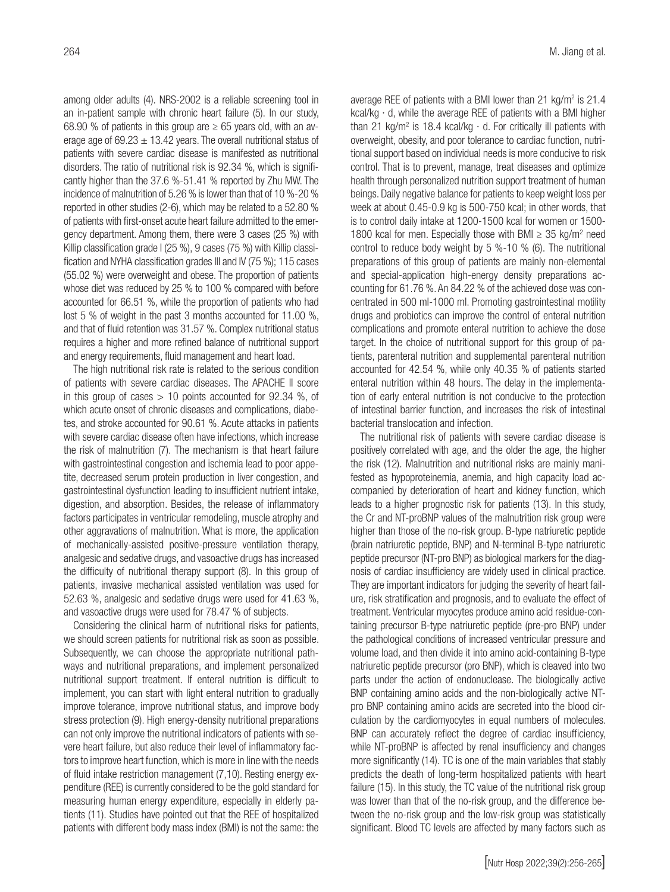among older adults (4). NRS-2002 is a reliable screening tool in an in-patient sample with chronic heart failure (5). In our study, 68.90 % of patients in this group are ≥ 65 years old, with an average age of 69.23 ± 13.42 years. The overall nutritional status of patients with severe cardiac disease is manifested as nutritional disorders. The ratio of nutritional risk is 92.34 %, which is significantly higher than the 37.6 %-51.41 % reported by Zhu MW. The incidence of malnutrition of 5.26 % is lower than that of 10 %-20 % reported in other studies (2-6), which may be related to a 52.80 % of patients with first-onset acute heart failure admitted to the emergency department. Among them, there were 3 cases (25 %) with Killip classification grade I (25 %), 9 cases (75 %) with Killip classification and NYHA classification grades III and IV (75 %); 115 cases (55.02 %) were overweight and obese. The proportion of patients whose diet was reduced by 25 % to 100 % compared with before accounted for 66.51 %, while the proportion of patients who had lost 5 % of weight in the past 3 months accounted for 11.00 %, and that of fluid retention was 31.57 %. Complex nutritional status requires a higher and more refined balance of nutritional support and energy requirements, fluid management and heart load.

The high nutritional risk rate is related to the serious condition of patients with severe cardiac diseases. The APACHE II score in this group of cases > 10 points accounted for 92.34 %, of which acute onset of chronic diseases and complications, diabetes, and stroke accounted for 90.61 %. Acute attacks in patients with severe cardiac disease often have infections, which increase the risk of malnutrition (7). The mechanism is that heart failure with gastrointestinal congestion and ischemia lead to poor appetite, decreased serum protein production in liver congestion, and gastrointestinal dysfunction leading to insufficient nutrient intake, digestion, and absorption. Besides, the release of inflammatory factors participates in ventricular remodeling, muscle atrophy and other aggravations of malnutrition. What is more, the application of mechanically-assisted positive-pressure ventilation therapy, analgesic and sedative drugs, and vasoactive drugs has increased the difficulty of nutritional therapy support (8). In this group of patients, invasive mechanical assisted ventilation was used for 52.63 %, analgesic and sedative drugs were used for 41.63 %, and vasoactive drugs were used for 78.47 % of subjects.

Considering the clinical harm of nutritional risks for patients, we should screen patients for nutritional risk as soon as possible. Subsequently, we can choose the appropriate nutritional pathways and nutritional preparations, and implement personalized nutritional support treatment. If enteral nutrition is difficult to implement, you can start with light enteral nutrition to gradually improve tolerance, improve nutritional status, and improve body stress protection (9). High energy-density nutritional preparations can not only improve the nutritional indicators of patients with severe heart failure, but also reduce their level of inflammatory factors to improve heart function, which is more in line with the needs of fluid intake restriction management (7,10). Resting energy expenditure (REE) is currently considered to be the gold standard for measuring human energy expenditure, especially in elderly patients (11). Studies have pointed out that the REE of hospitalized patients with different body mass index (BMI) is not the same: the average REE of patients with a BMI lower than 21 kg/m$^2$ is 21.4 kcal/kg · d, while the average REE of patients with a BMI higher than 21 kg/m$^2$ is 18.4 kcal/kg · d. For critically ill patients with overweight, obesity, and poor tolerance to cardiac function, nutritional support based on individual needs is more conducive to risk control. That is to prevent, manage, treat diseases and optimize health through personalized nutrition support treatment of human beings. Daily negative balance for patients to keep weight loss per week at about 0.45-0.9 kg is 500-750 kcal; in other words, that is to control daily intake at 1200-1500 kcal for women or 1500-1800 kcal for men. Especially those with BMI ≥ 35 kg/m$^2$ need control to reduce body weight by 5 %-10 % (6). The nutritional preparations of this group of patients are mainly non-elemental and special-application high-energy density preparations accounting for 61.76 %. An 84.22 % of the achieved dose was concentrated in 500 ml-1000 ml. Promoting gastrointestinal motility drugs and probiotics can improve the control of enteral nutrition complications and promote enteral nutrition to achieve the dose target. In the choice of nutritional support for this group of patients, parenteral nutrition and supplemental parenteral nutrition accounted for 42.54 %, while only 40.35 % of patients started enteral nutrition within 48 hours. The delay in the implementation of early enteral nutrition is not conducive to the protection of intestinal barrier function, and increases the risk of intestinal bacterial translocation and infection.

The nutritional risk of patients with severe cardiac disease is positively correlated with age, and the older the age, the higher the risk (12). Malnutrition and nutritional risks are mainly manifested as hypoproteinemia, anemia, and high capacity load accompanied by deterioration of heart and kidney function, which leads to a higher prognostic risk for patients (13). In this study, the Cr and NT-proBNP values of the malnutrition risk group were higher than those of the no-risk group. B-type natriuretic peptide (brain natriuretic peptide, BNP) and N-terminal B-type natriuretic peptide precursor (NT-pro BNP) as biological markers for the diagnosis of cardiac insufficiency are widely used in clinical practice. They are important indicators for judging the severity of heart failure, risk stratification and prognosis, and to evaluate the effect of treatment. Ventricular myocytes produce amino acid residue-containing precursor B-type natriuretic peptide (pre-pro BNP) under the pathological conditions of increased ventricular pressure and volume load, and then divide it into amino acid-containing B-type natriuretic peptide precursor (pro BNP), which is cleaved into two parts under the action of endonuclease. The biologically active BNP containing amino acids and the non-biologically active NT-pro BNP containing amino acids are secreted into the blood circulation by the cardiomyocytes in equal numbers of molecules. BNP can accurately reflect the degree of cardiac insufficiency, while NT-proBNP is affected by renal insufficiency and changes more significantly (14). TC is one of the main variables that stably predicts the death of long-term hospitalized patients with heart failure (15). In this study, the TC value of the nutritional risk group was lower than that of the no-risk group, and the difference between the no-risk group and the low-risk group was statistically significant. Blood TC levels are affected by many factors such as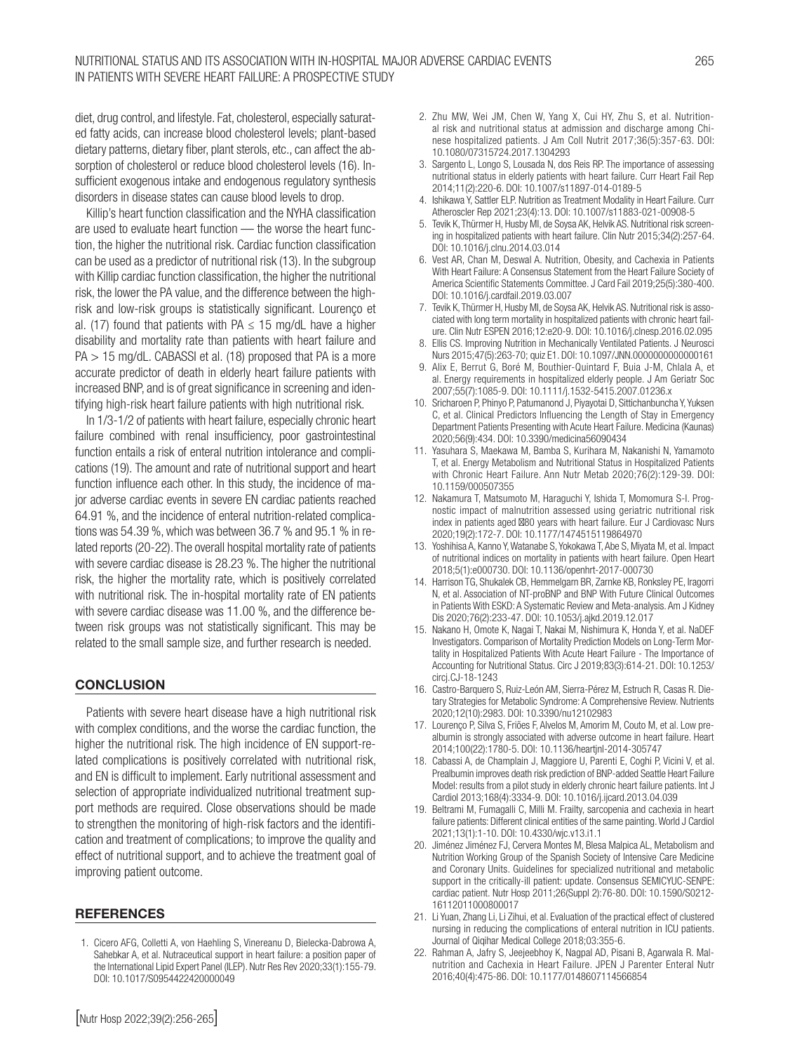diet, drug control, and lifestyle. Fat, cholesterol, especially saturated fatty acids, can increase blood cholesterol levels; plant-based dietary patterns, dietary fiber, plant sterols, etc., can affect the absorption of cholesterol or reduce blood cholesterol levels (16). Insufficient exogenous intake and endogenous regulatory synthesis disorders in disease states can cause blood levels to drop.

Killip's heart function classification and the NYHA classification are used to evaluate heart function — the worse the heart function, the higher the nutritional risk. Cardiac function classification can be used as a predictor of nutritional risk (13). In the subgroup with Killip cardiac function classification, the higher the nutritional risk, the lower the PA value, and the difference between the high-risk and low-risk groups is statistically significant. Lourenço et al. (17) found that patients with PA ≤ 15 mg/dL have a higher disability and mortality rate than patients with heart failure and PA > 15 mg/dL. CABASSI et al. (18) proposed that PA is a more accurate predictor of death in elderly heart failure patients with increased BNP, and is of great significance in screening and identifying high-risk heart failure patients with high nutritional risk.

In 1/3-1/2 of patients with heart failure, especially chronic heart failure combined with renal insufficiency, poor gastrointestinal function entails a risk of enteral nutrition intolerance and complications (19). The amount and rate of nutritional support and heart function influence each other. In this study, the incidence of major adverse cardiac events in severe EN cardiac patients reached 64.91 %, and the incidence of enteral nutrition-related complications was 54.39 %, which was between 36.7 % and 95.1 % in related reports (20-22). The overall hospital mortality rate of patients with severe cardiac disease is 28.23 %. The higher the nutritional risk, the higher the mortality rate, which is positively correlated with nutritional risk. The in-hospital mortality rate of EN patients with severe cardiac disease was 11.00 %, and the difference between risk groups was not statistically significant. This may be related to the small sample size, and further research is needed.

## CONCLUSION

Patients with severe heart disease have a high nutritional risk with complex conditions, and the worse the cardiac function, the higher the nutritional risk. The high incidence of EN support-related complications is positively correlated with nutritional risk, and EN is difficult to implement. Early nutritional assessment and selection of appropriate individualized nutritional treatment support methods are required. Close observations should be made to strengthen the monitoring of high-risk factors and the identification and treatment of complications; to improve the quality and effect of nutritional support, and to achieve the treatment goal of improving patient outcome.

## REFERENCES

1. Cicero AFG, Colletti A, von Haehling S, Vinereanu D, Bielecka-Dabrowa A, Sahebkar A, et al. Nutraceutical support in heart failure: a position paper of the International Lipid Expert Panel (ILEP). Nutr Res Rev 2020;33(1):155-79. DOI: 10.1017/S0954422420000049
2. Zhu MW, Wei JM, Chen W, Yang X, Cui HY, Zhu S, et al. Nutritional risk and nutritional status at admission and discharge among Chinese hospitalized patients. J Am Coll Nutrit 2017;36(5):357-63. DOI: 10.1080/07315724.2017.1304293
3. Sargento L, Longo S, Lousada N, dos Reis RP. The importance of assessing nutritional status in elderly patients with heart failure. Curr Heart Fail Rep 2014;11(2):220-6. DOI: 10.1007/s11897-014-0189-5
4. Ishikawa Y, Sattler ELP. Nutrition as Treatment Modality in Heart Failure. Curr Atheroscler Rep 2021;23(4):13. DOI: 10.1007/s11883-021-00908-5
5. Tevik K, Thürmer H, Husby MI, de Soysa AK, Helvik AS. Nutritional risk screening in hospitalized patients with heart failure. Clin Nutr 2015;34(2):257-64. DOI: 10.1016/j.clnu.2014.03.014
6. Vest AR, Chan M, Deswal A. Nutrition, Obesity, and Cachexia in Patients With Heart Failure: A Consensus Statement from the Heart Failure Society of America Scientific Statements Committee. J Card Fail 2019;25(5):380-400. DOI: 10.1016/j.cardfail.2019.03.007
7. Tevik K, Thürmer H, Husby MI, de Soysa AK, Helvik AS. Nutritional risk is associated with long term mortality in hospitalized patients with chronic heart failure. Clin Nutr ESPEN 2016;12:e20-9. DOI: 10.1016/j.clnesp.2016.02.095
8. Ellis CS. Improving Nutrition in Mechanically Ventilated Patients. J Neurosci Nurs 2015;47(5):263-70; quiz E1. DOI: 10.1097/JNN.0000000000000161
9. Alix E, Berrut G, Boré M, Bouthier-Quintard F, Buia J-M, Chlala A, et al. Energy requirements in hospitalized elderly people. J Am Geriatr Soc 2007;55(7):1085-9. DOI: 10.1111/j.1532-5415.2007.01236.x
10. Sricharoen P, Phinyo P, Patumanond J, Piyayotai D, Sittichanbuncha Y, Yuksen C, et al. Clinical Predictors Influencing the Length of Stay in Emergency Department Patients Presenting with Acute Heart Failure. Medicina (Kaunas) 2020;56(9):434. DOI: 10.3390/medicina56090434
11. Yasuhara S, Maekawa M, Bamba S, Kurihara M, Nakanishi N, Yamamoto T, et al. Energy Metabolism and Nutritional Status in Hospitalized Patients with Chronic Heart Failure. Ann Nutr Metab 2020;76(2):129-39. DOI: 10.1159/000507355
12. Nakamura T, Matsumoto M, Haraguchi Y, Ishida T, Momomura S-I. Prognostic impact of malnutrition assessed using geriatric nutritional risk index in patients aged ≥80 years with heart failure. Eur J Cardiovasc Nurs 2020;19(2):172-7. DOI: 10.1177/1474515119864970
13. Yoshihisa A, Kanno Y, Watanabe S, Yokokawa T, Abe S, Miyata M, et al. Impact of nutritional indices on mortality in patients with heart failure. Open Heart 2018;5(1):e000730. DOI: 10.1136/openhrt-2017-000730
14. Harrison TG, Shukalek CB, Hemmelgarn BR, Zarnke KB, Ronksley PE, Iragorri N, et al. Association of NT-proBNP and BNP With Future Clinical Outcomes in Patients With ESKD: A Systematic Review and Meta-analysis. Am J Kidney Dis 2020;76(2):233-47. DOI: 10.1053/j.ajkd.2019.12.017
15. Nakano H, Omote K, Nagai T, Nakai M, Nishimura K, Honda Y, et al. NaDEF Investigators. Comparison of Mortality Prediction Models on Long-Term Mortality in Hospitalized Patients With Acute Heart Failure - The Importance of Accounting for Nutritional Status. Circ J 2019;83(3):614-21. DOI: 10.1253/circj.CJ-18-1243
16. Castro-Barquero S, Ruiz-León AM, Sierra-Pérez M, Estruch R, Casas R. Dietary Strategies for Metabolic Syndrome: A Comprehensive Review. Nutrients 2020;12(10):2983. DOI: 10.3390/nu12102983
17. Lourenço P, Silva S, Friões F, Alvelos M, Amorim M, Couto M, et al. Low prealbumin is strongly associated with adverse outcome in heart failure. Heart 2014;100(22):1780-5. DOI: 10.1136/heartjnl-2014-305747
18. Cabassi A, de Champlain J, Maggiore U, Parenti E, Coghi P, Vicini V, et al. Prealbumin improves death risk prediction of BNP-added Seattle Heart Failure Model: results from a pilot study in elderly chronic heart failure patients. Int J Cardiol 2013;168(4):3334-9. DOI: 10.1016/j.ijcard.2013.04.039
19. Beltrami M, Fumagalli C, Milli M. Frailty, sarcopenia and cachexia in heart failure patients: Different clinical entities of the same painting. World J Cardiol 2021;13(1):1-10. DOI: 10.4330/wjc.v13.i1.1
20. Jiménez Jiménez FJ, Cervera Montes M, Blesa Malpica AL, Metabolism and Nutrition Working Group of the Spanish Society of Intensive Care Medicine and Coronary Units. Guidelines for specialized nutritional and metabolic support in the critically-ill patient: update. Consensus SEMICYUC-SENPE: cardiac patient. Nutr Hosp 2011;26(Suppl 2):76-80. DOI: 10.1590/S0212-16112011000800017
21. Li Yuan, Zhang Li, Li Zihui, et al. Evaluation of the practical effect of clustered nursing in reducing the complications of enteral nutrition in ICU patients. Journal of Qiqihar Medical College 2018;03:355-6.
22. Rahman A, Jafry S, Jeejeebhoy K, Nagpal AD, Pisani B, Agarwala R. Malnutrition and Cachexia in Heart Failure. JPEN J Parenter Enteral Nutr 2016;40(4):475-86. DOI: 10.1177/0148607114566854